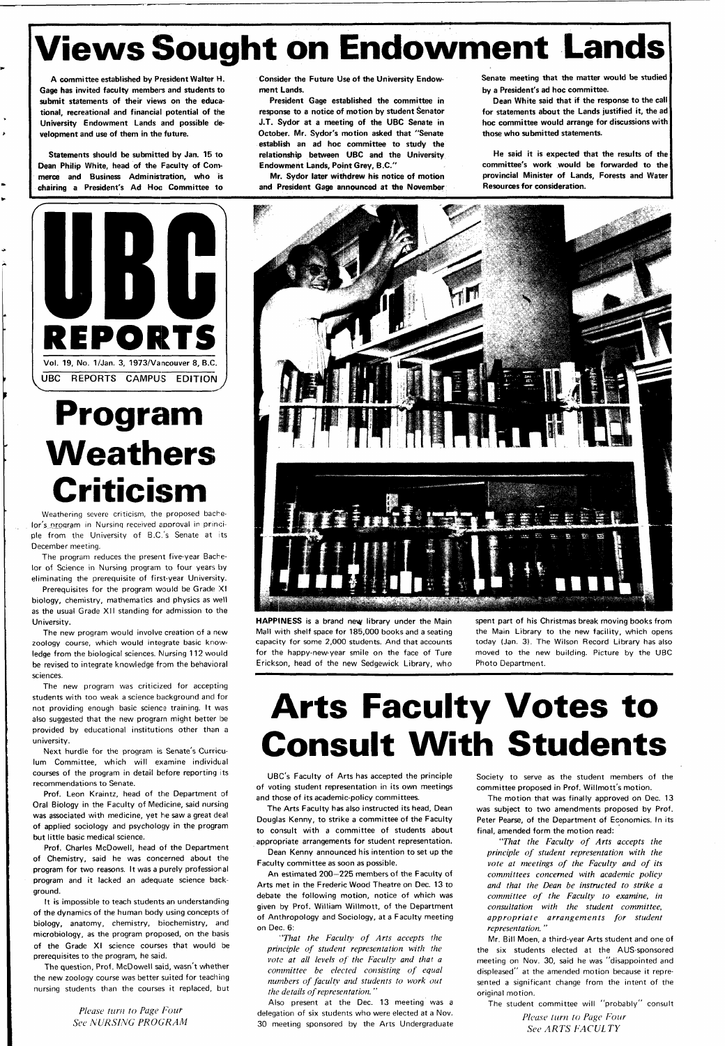# Views Sought on Endowment Lands

A committee established by President Walter H. Gage has invited faculty members and students to submit statements of their views on the educational, recreational and financial potential of the University Endowment Lands and possible development and use of them in the future.

Statements should be submitted by Jan. 15 to Dean Philip White, head of the Faculty of Commerce and Business Administration, who is chairing a President's Ad Hoc Committee to Consider the Future Use of the University Endowment Lands.

President Gage established the committee in response to a notice of motion by student Senator J.T. Sydor at a meeting of the UBC Senate in October. Mr. Sydor's motion asked that "Senate establish an ad hoc committee to study the relationship between UBC and the University Endowment Lands, Point Grey, B.C."

Mr. Sydor later withdrew his notice of motion and President Gage announced at the November Senate meeting that the matter would be studied by a President's ad hoc committee.

Dean White said that if the response to the call for statements about the Lands justified it, the ad hoc committee would arrange for discussions with those who submitted statements.

He said it is expected that the results of the committee's work would be forwarded to the provincial Minister of Lands, Forests and Water Resources for consideration.

# UBC REPORTS

Vol. 19, No. 1/Jan. 3, 1973/Vancouver 8, B.C.

UBC REPORTS CAMPUS EDITION

# Program Weathers Criticism

Weathering severe criticism, the proposed bachelor's program in Nursing received approval in principle from the University of B.C.'s Senate at its December meeting.

The program reduces the present five-year Bachelor of Science in Nursing program to four years by eliminating the prerequisite of first-year University.

Prerequisites for the program would be Grade XI biology, chemistry, mathematics and physics as well as the usual Grade XII standing for admission to the University.

The new program would involve creation of a new zoology course, which would integrate basic knowledge from the biological sciences. Nursing 112 would be revised to integrate knowledge from the behavioral sciences.

The new program was criticized for accepting students with too weak a science background and for not providing enough basic science training. It was also suggested that the new program might better be provided by educational institutions other than a university.

Next hurdle for the program is Senate's Curriculum Committee, which will examine individual courses of the program in detail before reporting its recommendations to Senate.

Prof. Leon Kraintz, head of the Department of Oral Biology in the Faculty of Medicine, said nursing was associated with medicine, yet he saw a great deal of applied sociology and psychology in the program but little basic medical science.

Prof. Charles McDowell, head of the Department of Chemistry, said he was concerned about the program for two reasons. It was a purely professional program and it lacked an adequate science background.

It is impossible to teach students an understanding of the dynamics of the human body using concepts of biology, anatomy, chemistry, biochemistry, and microbiology, as the program proposed, on the basis of the Grade XI science courses that would be prerequisites to the program, he said.

The question, Prof. McDowell said, wasn't whether the new zoology course was better suited for teaching nursing students than the courses it replaced, but

*Please turn to Page Four*
*See NURSING PROGRAM*

**HAPPINESS** is a brand new library under the Main Mall with shelf space for 185,000 books and a seating capacity for some 2,000 students. And that accounts for the happy-new-year smile on the face of Ture Erickson, head of the new Sedgewick Library, who spent part of his Christmas break moving books from the Main Library to the new facility, which opens today (Jan. 3). The Wilson Record Library has also moved to the new building. Picture by the UBC Photo Department.

# Arts Faculty Votes to Consult With Students

UBC's Faculty of Arts has accepted the principle of voting student representation in its own meetings and those of its academic-policy committees.

The Arts Faculty has also instructed its head, Dean Douglas Kenny, to strike a committee of the Faculty to consult with a committee of students about appropriate arrangements for student representation.

Dean Kenny announced his intention to set up the Faculty committee as soon as possible.

An estimated 200–225 members of the Faculty of Arts met in the Frederic Wood Theatre on Dec. 13 to debate the following motion, notice of which was given by Prof. William Willmott, of the Department of Anthropology and Sociology, at a Faculty meeting on Dec. 6:

*"That the Faculty of Arts accepts the principle of student representation with the vote at all levels of the Faculty and that a committee be elected consisting of equal numbers of faculty and students to work out the details of representation."*

Also present at the Dec. 13 meeting was a delegation of six students who were elected at a Nov. 30 meeting sponsored by the Arts Undergraduate Society to serve as the student members of the committee proposed in Prof. Willmott's motion.

The motion that was finally approved on Dec. 13 was subject to two amendments proposed by Prof. Peter Pearse, of the Department of Economics. In its final, amended form the motion read:

*"That the Faculty of Arts accepts the principle of student representation with the vote at meetings of the Faculty and of its committees concerned with academic policy and that the Dean be instructed to strike a committee of the Faculty to examine, in consultation with the student committee, appropriate arrangements for student representation."*

Mr. Bill Moen, a third-year Arts student and one of the six students elected at the AUS-sponsored meeting on Nov. 30, said he was "disappointed and displeased" at the amended motion because it represented a significant change from the intent of the original motion.

The student committee will "probably" consult

*Please turn to Page Four*
*See ARTS FACULTY*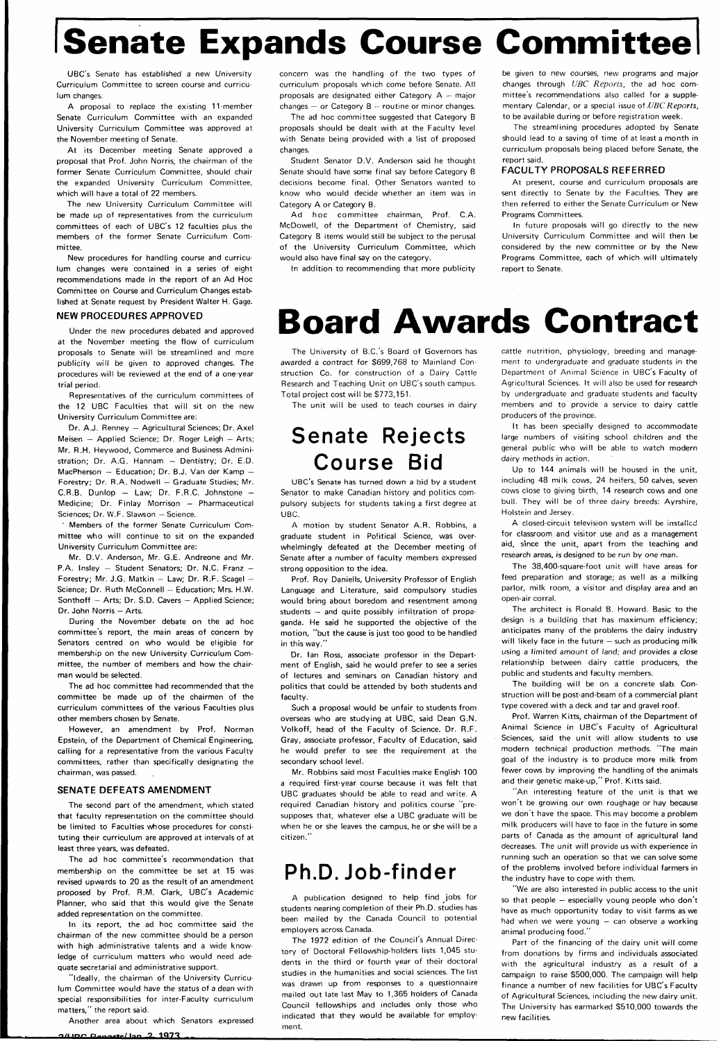# Senate Expands Course Committee

UBC's Senate has established a new University Curriculum Committee to screen course and curriculum changes.

A proposal to replace the existing 11-member Senate Curriculum Committee with an expanded University Curriculum Committee was approved at the November meeting of Senate.

At its December meeting Senate approved a proposal that Prof. John Norris, the chairman of the former Senate Curriculum Committee, should chair the expanded University Curriculum Committee, which will have a total of 22 members.

The new University Curriculum Committee will be made up of representatives from the curriculum committees of each of UBC's 12 faculties plus the members of the former Senate Curriculum Committee.

New procedures for handling course and curriculum changes were contained in a series of eight recommendations made in the report of an Ad Hoc Committee on Course and Curriculum Changes established at Senate request by President Walter H. Gage.

### NEW PROCEDURES APPROVED

Under the new procedures debated and approved at the November meeting the flow of curriculum proposals to Senate will be streamlined and more publicity will be given to approved changes. The procedures will be reviewed at the end of a one-year trial period.

Representatives of the curriculum committees of the 12 UBC Faculties that will sit on the new University Curriculum Committee are:

Dr. A.J. Renney – Agricultural Sciences; Dr. Axel Meisen – Applied Science; Dr. Roger Leigh – Arts; Mr. R.H. Heywood, Commerce and Business Administration; Dr. A.G. Hannam – Dentistry; Dr. E.D. MacPherson – Education; Dr. B.J. Van der Kamp – Forestry; Dr. R.A. Nodwell – Graduate Studies; Mr. C.R.B. Dunlop – Law; Dr. F.R.C. Johnstone – Medicine; Dr. Finlay Morrison – Pharmaceutical Sciences; Dr. W.F. Slawson – Science.

Members of the former Senate Curriculum Committee who will continue to sit on the expanded University Curriculum Committee are:

Mr. D.V. Anderson, Mr. G.E. Andreone and Mr. P.A. Insley – Student Senators; Dr. N.C. Franz – Forestry; Mr. J.G. Matkin – Law; Dr. R.F. Scagel – Science; Dr. Ruth McConnell – Education; Mrs. H.W. Sonthoff – Arts; Dr. S.D. Cavers – Applied Science; Dr. John Norris – Arts.

During the November debate on the ad hoc committee's report, the main areas of concern by Senators centred on who would be eligible for membership on the new University Curriculum Committee, the number of members and how the chairman would be selected.

The ad hoc committee had recommended that the committee be made up of the chairmen of the curriculum committees of the various Faculties plus other members chosen by Senate.

However, an amendment by Prof. Norman Epstein, of the Department of Chemical Engineering, calling for a representative from the various Faculty committees, rather than specifically designating the chairman, was passed.

### SENATE DEFEATS AMENDMENT

The second part of the amendment, which stated that faculty representation on the committee should be limited to Faculties whose procedures for constituting their curriculum are approved at intervals of at least three years, was defeated.

The ad hoc committee's recommendation that membership on the committee be set at 15 was revised upwards to 20 as the result of an amendment proposed by Prof. R.M. Clark, UBC's Academic Planner, who said that this would give the Senate added representation on the committee.

In its report, the ad hoc committee said the chairman of the new committee should be a person with high administrative talents and a wide knowledge of curriculum matters who would need adequate secretarial and administrative support.

"Ideally, the chairman of the University Curriculum Committee would have the status of a dean with special responsibilities for inter-Faculty curriculum matters," the report said.

Another area about which Senators expressed concern was the handling of the two types of curriculum proposals which come before Senate. All proposals are designated either Category A – major changes – or Category B – routine or minor changes.

The ad hoc committee suggested that Category B proposals should be dealt with at the Faculty level with Senate being provided with a list of proposed changes.

Student Senator D.V. Anderson said he thought Senate should have some final say before Category B decisions become final. Other Senators wanted to know who would decide whether an item was in Category A or Category B.

Ad hoc committee chairman, Prof. C.A. McDowell, of the Department of Chemistry, said Category B items would still be subject to the perusal of the University Curriculum Committee, which would also have final say on the category.

In addition to recommending that more publicity be given to new courses, new programs and major changes through *UBC Reports*, the ad hoc committee's recommendations also called for a supplementary Calendar, or a special issue of *UBC Reports*, to be available during or before registration week.

The streamlining procedures adopted by Senate should lead to a saving of time of at least a month in curriculum proposals being placed before Senate, the report said.

### FACULTY PROPOSALS REFERRED

At present, course and curriculum proposals are sent directly to Senate by the Faculties. They are then referred to either the Senate Curriculum or New Programs Committees.

In future proposals will go directly to the new University Curriculum Committee and will then be considered by the new committee or by the New Programs Committee, each of which will ultimately report to Senate.

# Board Awards Contract

The University of B.C.'s Board of Governors has awarded a contract for $699,768 to Mainland Construction Co. for construction of a Dairy Cattle Research and Teaching Unit on UBC's south campus. Total project cost will be $773,151.

The unit will be used to teach courses in dairy cattle nutrition, physiology, breeding and management to undergraduate and graduate students in the Department of Animal Science in UBC's Faculty of Agricultural Sciences. It will also be used for research by undergraduate and graduate students and faculty members and to provide a service to dairy cattle producers of the province.

It has been specially designed to accommodate large numbers of visiting school children and the general public who will be able to watch modern dairy methods in action.

Up to 144 animals will be housed in the unit, including 48 milk cows, 24 heifers, 50 calves, seven cows close to giving birth, 14 research cows and one bull. They will be of three dairy breeds: Ayrshire, Holstein and Jersey.

A closed-circuit television system will be installed for classroom and visitor use and as a management aid, since the unit, apart from the teaching and research areas, is designed to be run by one man.

The 38,400-square-foot unit will have areas for feed preparation and storage; as well as a milking parlor, milk room, a visitor and display area and an open-air corral.

The architect is Ronald B. Howard. Basic to the design is a building that has maximum efficiency; anticipates many of the problems the dairy industry will likely face in the future – such as producing milk using a limited amount of land; and provides a close relationship between dairy cattle producers, the public and students and faculty members.

The building will be on a concrete slab. Construction will be post-and-beam of a commercial plant type covered with a deck and tar and gravel roof.

Prof. Warren Kitts, chairman of the Department of Animal Science in UBC's Faculty of Agricultural Sciences, said the unit will allow students to use modern technical production methods. "The main goal of the industry is to produce more milk from fewer cows by improving the handling of the animals and their genetic make-up," Prof. Kitts said.

"An interesting feature of the unit is that we won't be growing our own roughage or hay because we don't have the space. This may become a problem milk producers will have to face in the future in some parts of Canada as the amount of agricultural land decreases. The unit will provide us with experience in running such an operation so that we can solve some of the problems involved before individual farmers in the industry have to cope with them.

"We are also interested in public access to the unit so that people – especially young people who don't have as much opportunity today to visit farms as we had when we were young – can observe a working animal producing food."

Part of the financing of the dairy unit will come from donations by firms and individuals associated with the agricultural industry as a result of a campaign to raise $500,000. The campaign will help finance a number of new facilities for UBC's Faculty of Agricultural Sciences, including the new dairy unit. The University has earmarked $510,000 towards the new facilities.

# Senate Rejects Course Bid

UBC's Senate has turned down a bid by a student Senator to make Canadian history and politics compulsory subjects for students taking a first degree at UBC.

A motion by student Senator A.R. Robbins, a graduate student in Political Science, was overwhelmingly defeated at the December meeting of Senate after a number of faculty members expressed strong opposition to the idea.

Prof. Roy Daniells, University Professor of English Language and Literature, said compulsory studies would bring about boredom and resentment among students – and quite possibly infiltration of propaganda. He said he supported the objective of the motion, "but the cause is just too good to be handled in this way."

Dr. Ian Ross, associate professor in the Department of English, said he would prefer to see a series of lectures and seminars on Canadian history and politics that could be attended by both students and faculty.

Such a proposal would be unfair to students from overseas who are studying at UBC, said Dean G.N. Volkoff, head of the Faculty of Science. Dr. R.F. Gray, associate professor, Faculty of Education, said he would prefer to see the requirement at the secondary school level.

Mr. Robbins said most Faculties make English 100 a required first-year course because it was felt that UBC graduates should be able to read and write. A required Canadian history and politics course "presupposes that, whatever else a UBC graduate will be when he or she leaves the campus, he or she will be a citizen."

# Ph.D. Job-finder

A publication designed to help find jobs for students nearing completion of their Ph.D. studies has been mailed by the Canada Council to potential employers across Canada.

The 1972 edition of the Council's Annual Directory of Doctoral Fellowship-holders lists 1,045 students in the third or fourth year of their doctoral studies in the humanities and social sciences. The list was drawn up from responses to a questionnaire mailed out late last May to 1,365 holders of Canada Council fellowships and includes only those who indicated that they would be available for employment.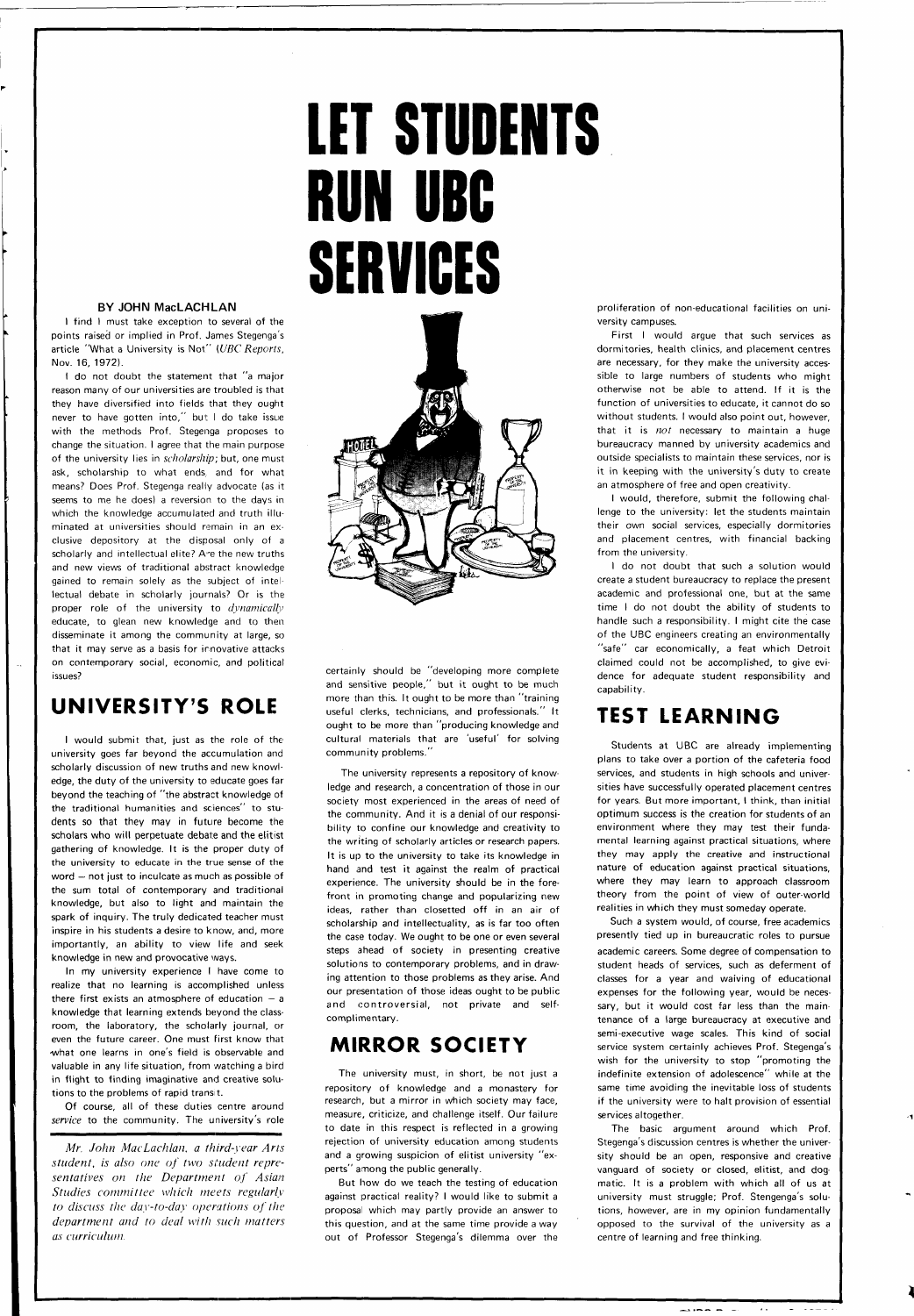# LET STUDENTS RUN UBC SERVICES

**BY JOHN MacLACHLAN**

I find I must take exception to several of the points raised or implied in Prof. James Stegenga's article "What a University is Not" (*UBC Reports*, Nov. 16, 1972).

I do not doubt the statement that "a major reason many of our universities are troubled is that they have diversified into fields that they ought never to have gotten into," but I do take issue with the methods Prof. Stegenga proposes to change the situation. I agree that the main purpose of the university lies in *scholarship*; but, one must ask, scholarship to what ends, and for what means? Does Prof. Stegenga really advocate (as it seems to me he does) a reversion to the days in which the knowledge accumulated and truth illuminated at universities should remain in an exclusive depository at the disposal only of a scholarly and intellectual elite? Are the new truths and new views of traditional abstract knowledge gained to remain solely as the subject of intellectual debate in scholarly journals? Or is the proper role of the university to *dynamically* educate, to glean new knowledge and to then disseminate it among the community at large, so that it may serve as a basis for innovative attacks on contemporary social, economic, and political issues?

## UNIVERSITY'S ROLE

I would submit that, just as the role of the university goes far beyond the accumulation and scholarly discussion of new truths and new knowledge, the duty of the university to educate goes far beyond the teaching of "the abstract knowledge of the traditional humanities and sciences" to students so that they may in future become the scholars who will perpetuate debate and the elitist gathering of knowledge. It is the proper duty of the university to educate in the true sense of the word — not just to inculcate as much as possible of the sum total of contemporary and traditional knowledge, but also to light and maintain the spark of inquiry. The truly dedicated teacher must inspire in his students a desire to know, and, more importantly, an ability to view life and seek knowledge in new and provocative ways.

In my university experience I have come to realize that no learning is accomplished unless there first exists an atmosphere of education — a knowledge that learning extends beyond the classroom, the laboratory, the scholarly journal, or even the future career. One must first know that what one learns in one's field is observable and valuable in any life situation, from watching a bird in flight to finding imaginative and creative solutions to the problems of rapid transit.

Of course, all of these duties centre around *service* to the community. The university's role certainly should be "developing more complete and sensitive people," but it ought to be much more than this. It ought to be more than "training useful clerks, technicians, and professionals." It ought to be more than "producing knowledge and cultural materials that are 'useful' for solving community problems."

*Mr. John MacLachlan, a third-year Arts student, is also one of two student representatives on the Department of Asian Studies committee which meets regularly to discuss the day-to-day operations of the department and to deal with such matters as curriculum.*

The university represents a repository of knowledge and research, a concentration of those in our society most experienced in the areas of need of the community. And it is a denial of our responsibility to confine our knowledge and creativity to the writing of scholarly articles or research papers. It is up to the university to take its knowledge in hand and test it against the realm of practical experience. The university should be in the forefront in promoting change and popularizing new ideas, rather than closetted off in an air of scholarship and intellectuality, as is far too often the case today. We ought to be one or even several steps ahead of society in presenting creative solutions to contemporary problems, and in drawing attention to those problems as they arise. And our presentation of those ideas ought to be public and controversial, not private and self-complimentary.

## MIRROR SOCIETY

The university must, in short, be not just a repository of knowledge and a monastery for research, but a mirror in which society may face, measure, criticize, and challenge itself. Our failure to date in this respect is reflected in a growing rejection of university education among students and a growing suspicion of elitist university "experts" among the public generally.

But how do we teach the testing of education against practical reality? I would like to submit a proposal which may partly provide an answer to this question, and at the same time provide a way out of Professor Stegenga's dilemma over the proliferation of non-educational facilities on university campuses.

First I would argue that such services as dormitories, health clinics, and placement centres are necessary, for they make the university accessible to large numbers of students who might otherwise not be able to attend. If it is the function of universities to educate, it cannot do so without students. I would also point out, however, that it is *not* necessary to maintain a huge bureaucracy manned by university academics and outside specialists to maintain these services, nor is it in keeping with the university's duty to create an atmosphere of free and open creativity.

I would, therefore, submit the following challenge to the university: let the students maintain their own social services, especially dormitories and placement centres, with financial backing from the university.

I do not doubt that such a solution would create a student bureaucracy to replace the present academic and professional one, but at the same time I do not doubt the ability of students to handle such a responsibility. I might cite the case of the UBC engineers creating an environmentally "safe" car economically, a feat which Detroit claimed could not be accomplished, to give evidence for adequate student responsibility and capability.

## TEST LEARNING

Students at UBC are already implementing plans to take over a portion of the cafeteria food services, and students in high schools and universities have successfully operated placement centres for years. But more important, I think, than initial optimum success is the creation for students of an environment where they may test their fundamental learning against practical situations, where they may apply the creative and instructional nature of education against practical situations, where they may learn to approach classroom theory from the point of view of outer-world realities in which they must someday operate.

Such a system would, of course, free academics presently tied up in bureaucratic roles to pursue academic careers. Some degree of compensation to student heads of services, such as deferment of classes for a year and waiving of educational expenses for the following year, would be necessary, but it would cost far less than the maintenance of a large bureaucracy at executive and semi-executive wage scales. This kind of social service system certainly achieves Prof. Stegenga's wish for the university to stop "promoting the indefinite extension of adolescence" while at the same time avoiding the inevitable loss of students if the university were to halt provision of essential services altogether.

The basic argument around which Prof. Stegenga's discussion centres is whether the university should be an open, responsive and creative vanguard of society or closed, elitist, and dogmatic. It is a problem with which all of us at university must struggle; Prof. Stengenga's solutions, however, are in my opinion fundamentally opposed to the survival of the university as a centre of learning and free thinking.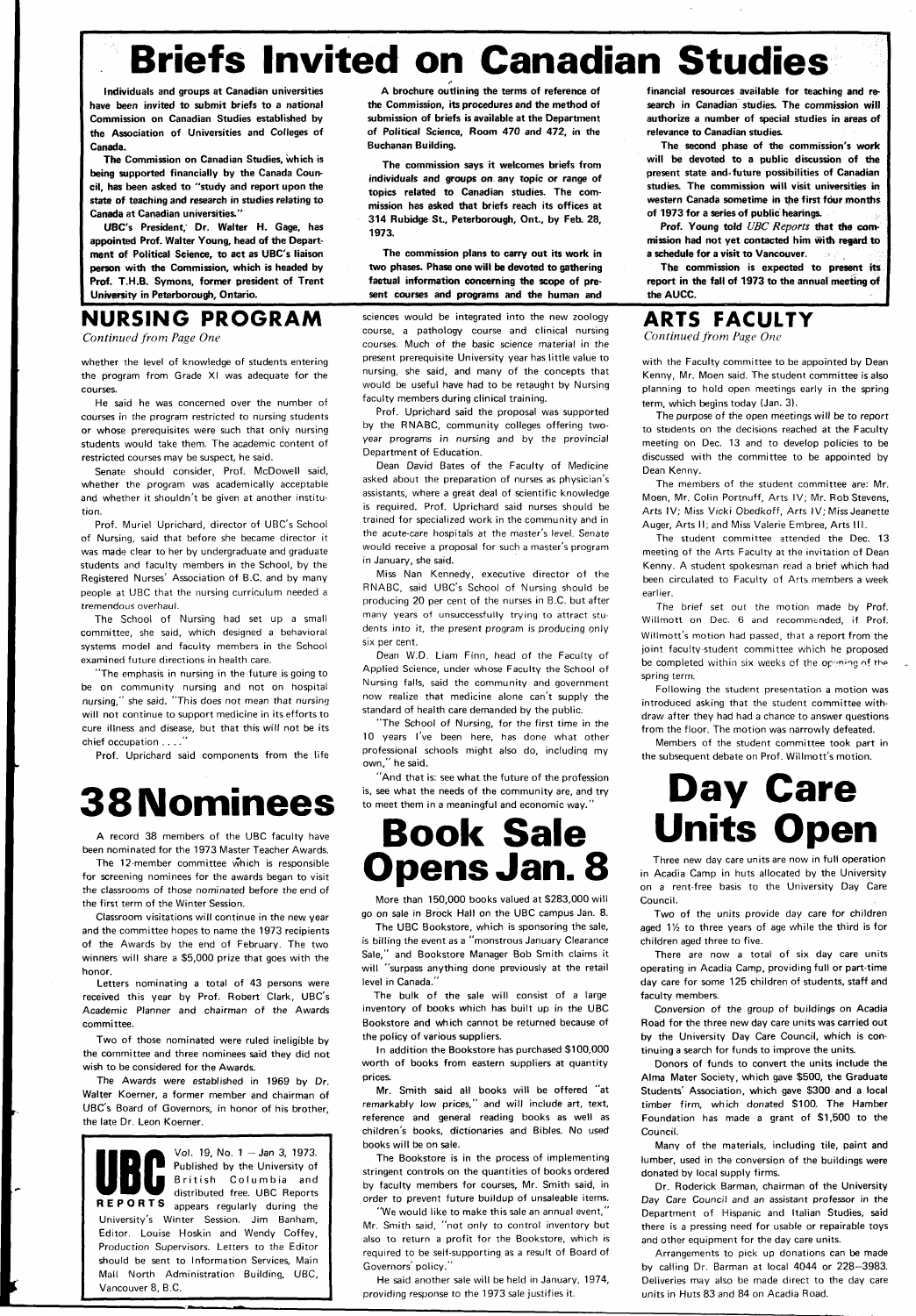# Briefs Invited on Canadian Studies

**Individuals and groups at Canadian universities have been invited to submit briefs to a national Commission on Canadian Studies established by the Association of Universities and Colleges of Canada.**

**The Commission on Canadian Studies, which is being supported financially by the Canada Council, has been asked to "study and report upon the state of teaching and research in studies relating to Canada at Canadian universities."**

**UBC's President, Dr. Walter H. Gage, has appointed Prof. Walter Young, head of the Department of Political Science, to act as UBC's liaison person with the Commission, which is headed by Prof. T.H.B. Symons, former president of Trent University in Peterborough, Ontario.**

**A brochure outlining the terms of reference of the Commission, its procedures and the method of submission of briefs is available at the Department of Political Science, Room 470 and 472, in the Buchanan Building.**

**The commission says it welcomes briefs from individuals and groups on any topic or range of topics related to Canadian studies. The commission has asked that briefs reach its offices at 314 Rubidge St., Peterborough, Ont., by Feb. 28, 1973.**

**The commission plans to carry out its work in two phases. Phase one will be devoted to gathering factual information concerning the scope of present courses and programs and the human and financial resources available for teaching and research in Canadian studies. The commission will authorize a number of special studies in areas of relevance to Canadian studies.**

**The second phase of the commission's work will be devoted to a public discussion of the present state and future possibilities of Canadian studies. The commission will visit universities in western Canada sometime in the first four months of 1973 for a series of public hearings.**

**Prof. Young told *UBC Reports* that the commission had not yet contacted him with regard to a schedule for a visit to Vancouver.**

**The commission is expected to present its report in the fall of 1973 to the annual meeting of the AUCC.**

## NURSING PROGRAM

*Continued from Page One*

whether the level of knowledge of students entering the program from Grade XI was adequate for the courses.

He said he was concerned over the number of courses in the program restricted to nursing students or whose prerequisites were such that only nursing students would take them. The academic content of restricted courses may be suspect, he said.

Senate should consider, Prof. McDowell said, whether the program was academically acceptable and whether it shouldn't be given at another institution.

Prof. Muriel Uprichard, director of UBC's School of Nursing, said that before she became director it was made clear to her by undergraduate and graduate students and faculty members in the School, by the Registered Nurses' Association of B.C. and by many people at UBC that the nursing curriculum needed a tremendous overhaul.

The School of Nursing had set up a small committee, she said, which designed a behavioral systems model and faculty members in the School examined future directions in health care.

"The emphasis in nursing in the future is going to be on community nursing and not on hospital nursing," she said. "This does not mean that nursing will not continue to support medicine in its efforts to cure illness and disease, but that this will not be its chief occupation . . . ."

Prof. Uprichard said components from the life sciences would be integrated into the new zoology course, a pathology course and clinical nursing courses. Much of the basic science material in the present prerequisite University year has little value to nursing, she said, and many of the concepts that would be useful have had to be retaught by Nursing faculty members during clinical training.

Prof. Uprichard said the proposal was supported by the RNABC, community colleges offering two-year programs in nursing and by the provincial Department of Education.

Dean David Bates of the Faculty of Medicine asked about the preparation of nurses as physician's assistants, where a great deal of scientific knowledge is required. Prof. Uprichard said nurses should be trained for specialized work in the community and in the acute-care hospitals at the master's level. Senate would receive a proposal for such a master's program in January, she said.

Miss Nan Kennedy, executive director of the RNABC, said UBC's School of Nursing should be producing 20 per cent of the nurses in B.C. but after many years of unsuccessfully trying to attract students into it, the present program is producing only six per cent.

Dean W.D. Liam Finn, head of the Faculty of Applied Science, under whose Faculty the School of Nursing falls, said the community and government now realize that medicine alone can't supply the standard of health care demanded by the public.

"The School of Nursing, for the first time in the 10 years I've been here, has done what other professional schools might also do, including my own," he said.

"And that is: see what the future of the profession is, see what the needs of the community are, and try to meet them in a meaningful and economic way."

## ARTS FACULTY

*Continued from Page One*

with the Faculty committee to be appointed by Dean Kenny, Mr. Moen said. The student committee is also planning to hold open meetings early in the spring term, which begins today (Jan. 3).

The purpose of the open meetings will be to report to students on the decisions reached at the Faculty meeting on Dec. 13 and to develop policies to be discussed with the committee to be appointed by Dean Kenny.

The members of the student committee are: Mr. Moen, Mr. Colin Portnuff, Arts IV; Mr. Rob Stevens, Arts IV; Miss Vicki Obedkoff, Arts IV; Miss Jeanette Auger, Arts II; and Miss Valerie Embree, Arts III.

The student committee attended the Dec. 13 meeting of the Arts Faculty at the invitation of Dean Kenny. A student spokesman read a brief which had been circulated to Faculty of Arts members a week earlier.

The brief set out the motion made by Prof. Willmott on Dec. 6 and recommended, if Prof. Willmott's motion had passed, that a report from the joint faculty-student committee which he proposed be completed within six weeks of the opening of the spring term.

Following the student presentation a motion was introduced asking that the student committee withdraw after they had had a chance to answer questions from the floor. The motion was narrowly defeated.

Members of the student committee took part in the subsequent debate on Prof. Willmott's motion.

# 38 Nominees

A record 38 members of the UBC faculty have been nominated for the 1973 Master Teacher Awards.

The 12-member committee which is responsible for screening nominees for the awards began to visit the classrooms of those nominated before the end of the first term of the Winter Session.

Classroom visitations will continue in the new year and the committee hopes to name the 1973 recipients of the Awards by the end of February. The two winners will share a $5,000 prize that goes with the honor.

Letters nominating a total of 43 persons were received this year by Prof. Robert Clark, UBC's Academic Planner and chairman of the Awards committee.

Two of those nominated were ruled ineligible by the committee and three nominees said they did not wish to be considered for the Awards.

The Awards were established in 1969 by Dr. Walter Koerner, a former member and chairman of UBC's Board of Governors, in honor of his brother, the late Dr. Leon Koerner.

# Book Sale Opens Jan. 8

More than 150,000 books valued at $283,000 will go on sale in Brock Hall on the UBC campus Jan. 8.

The UBC Bookstore, which is sponsoring the sale, is billing the event as a "monstrous January Clearance Sale," and Bookstore Manager Bob Smith claims it will "surpass anything done previously at the retail level in Canada."

The bulk of the sale will consist of a large inventory of books which has built up in the UBC Bookstore and which cannot be returned because of the policy of various suppliers.

In addition the Bookstore has purchased $100,000 worth of books from eastern suppliers at quantity prices.

Mr. Smith said all books will be offered "at remarkably low prices," and will include art, text, reference and general reading books as well as children's books, dictionaries and Bibles. No used books will be on sale.

The Bookstore is in the process of implementing stringent controls on the quantities of books ordered by faculty members for courses, Mr. Smith said, in order to prevent future buildup of unsaleable items.

"We would like to make this sale an annual event," Mr. Smith said, "not only to control inventory but also to return a profit for the Bookstore, which is required to be self-supporting as a result of Board of Governors' policy."

He said another sale will be held in January, 1974, providing response to the 1973 sale justifies it.

# Day Care Units Open

Three new day care units are now in full operation in Acadia Camp in huts allocated by the University on a rent-free basis to the University Day Care Council.

Two of the units provide day care for children aged 1½ to three years of age while the third is for children aged three to five.

There are now a total of six day care units operating in Acadia Camp, providing full or part-time day care for some 125 children of students, staff and faculty members.

Conversion of the group of buildings on Acadia Road for the three new day care units was carried out by the University Day Care Council, which is continuing a search for funds to improve the units.

Donors of funds to convert the units include the Alma Mater Society, which gave $500, the Graduate Students' Association, which gave $300 and a local timber firm, which donated $100. The Hamber Foundation has made a grant of $1,500 to the Council.

Many of the materials, including tile, paint and lumber, used in the conversion of the buildings were donated by local supply firms.

Dr. Roderick Barman, chairman of the University Day Care Council and an assistant professor in the Department of Hispanic and Italian Studies, said there is a pressing need for usable or repairable toys and other equipment for the day care units.

Arrangements to pick up donations can be made by calling Dr. Barman at local 4044 or 228–3983. Deliveries may also be made direct to the day care units in Huts 83 and 84 on Acadia Road.

---

**UBC REPORTS** Vol. 19, No. 1 – Jan 3, 1973. Published by the University of British Columbia and distributed free. UBC Reports appears regularly during the University's Winter Session. Jim Banham, Editor. Louise Hoskin and Wendy Coffey, Production Supervisors. Letters to the Editor should be sent to Information Services, Main Mall North Administration Building, UBC, Vancouver 8, B.C.